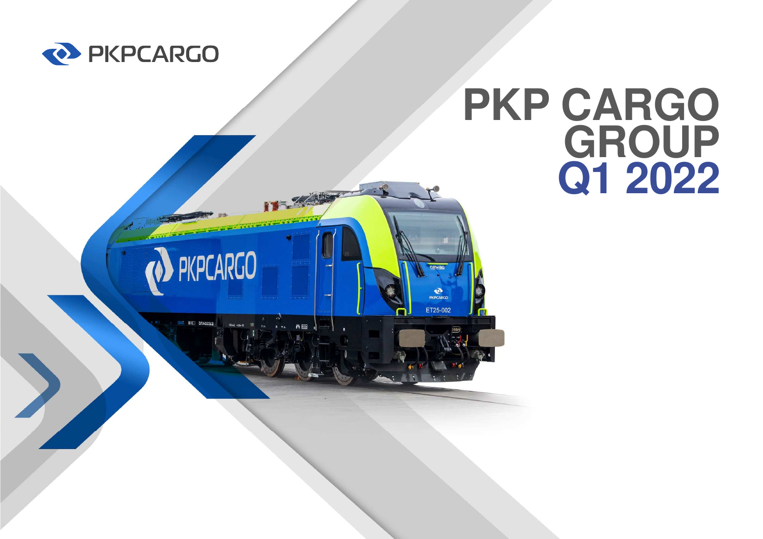# PKP CARGO GROUP Q1 2022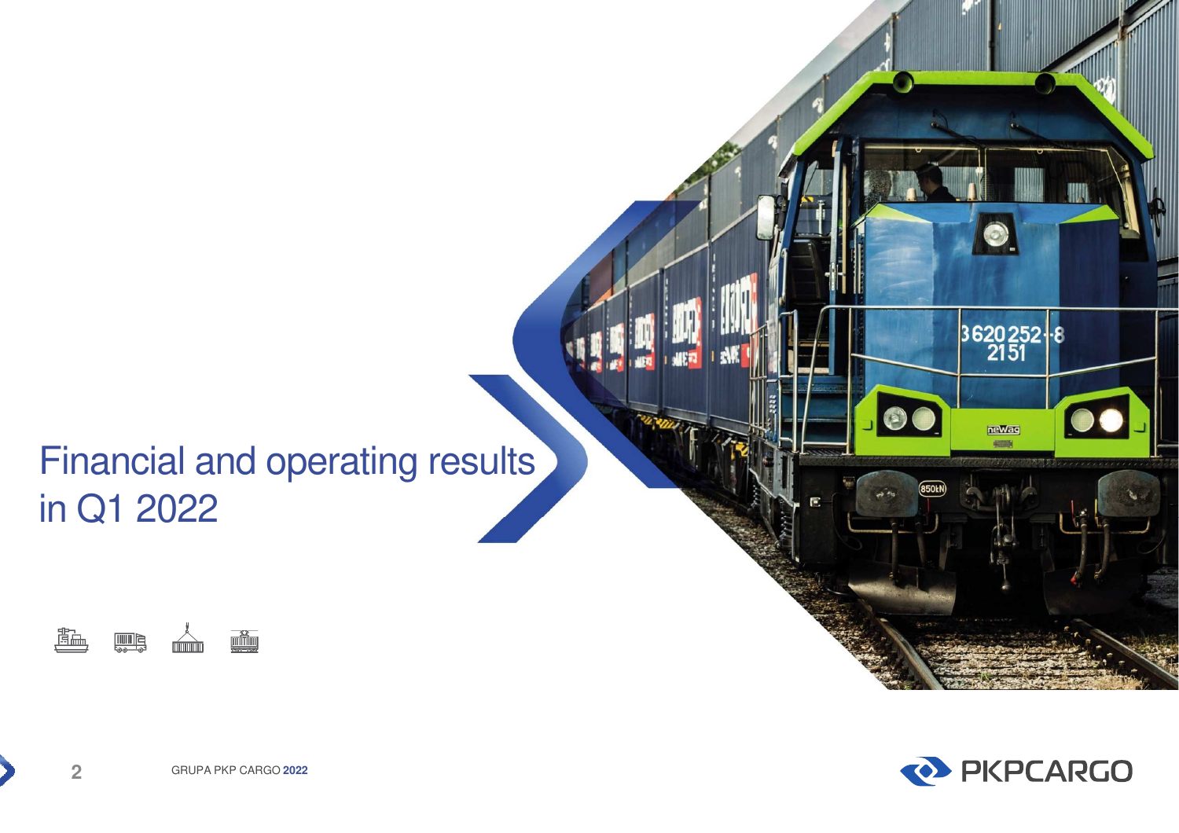# Financial and operating results in Q1 2022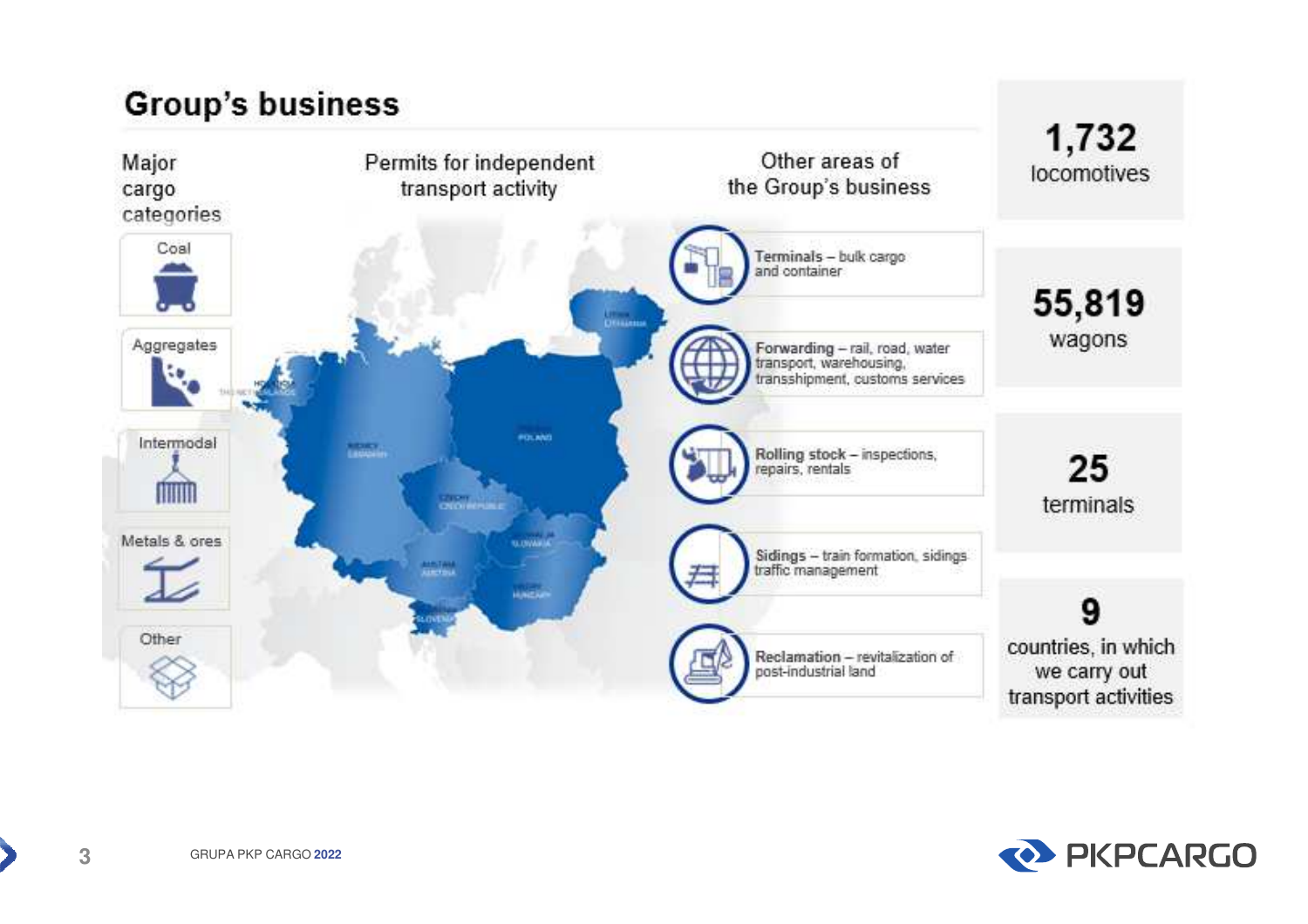## Group's business

**Major cargo categories**

- Coal
- Aggregates
- Intermodal
- Metals & ores
- Other

**Permits for independent transport activity**

LITWA / LITHUANIA, HOLANDIA / THE NETHERLANDS, NIEMCY / GERMANY, POLSKA / POLAND, CZECHY / CZECH REPUBLIC, SŁOWACJA / SLOVAKIA, AUSTRIA / AUSTRIA, WĘGRY / HUNGARY, SŁOWENIA / SLOVENIA

**Other areas of the Group's business**

- **Terminals** – bulk cargo and container
- **Forwarding** – rail, road, water transport, warehousing, transshipment, customs services
- **Rolling stock** – inspections, repairs, rentals
- **Sidings** – train formation, sidings traffic management
- **Reclamation** – revitalization of post-industrial land

**1,732** locomotives

**55,819** wagons

**25** terminals

**9** countries, in which we carry out transport activities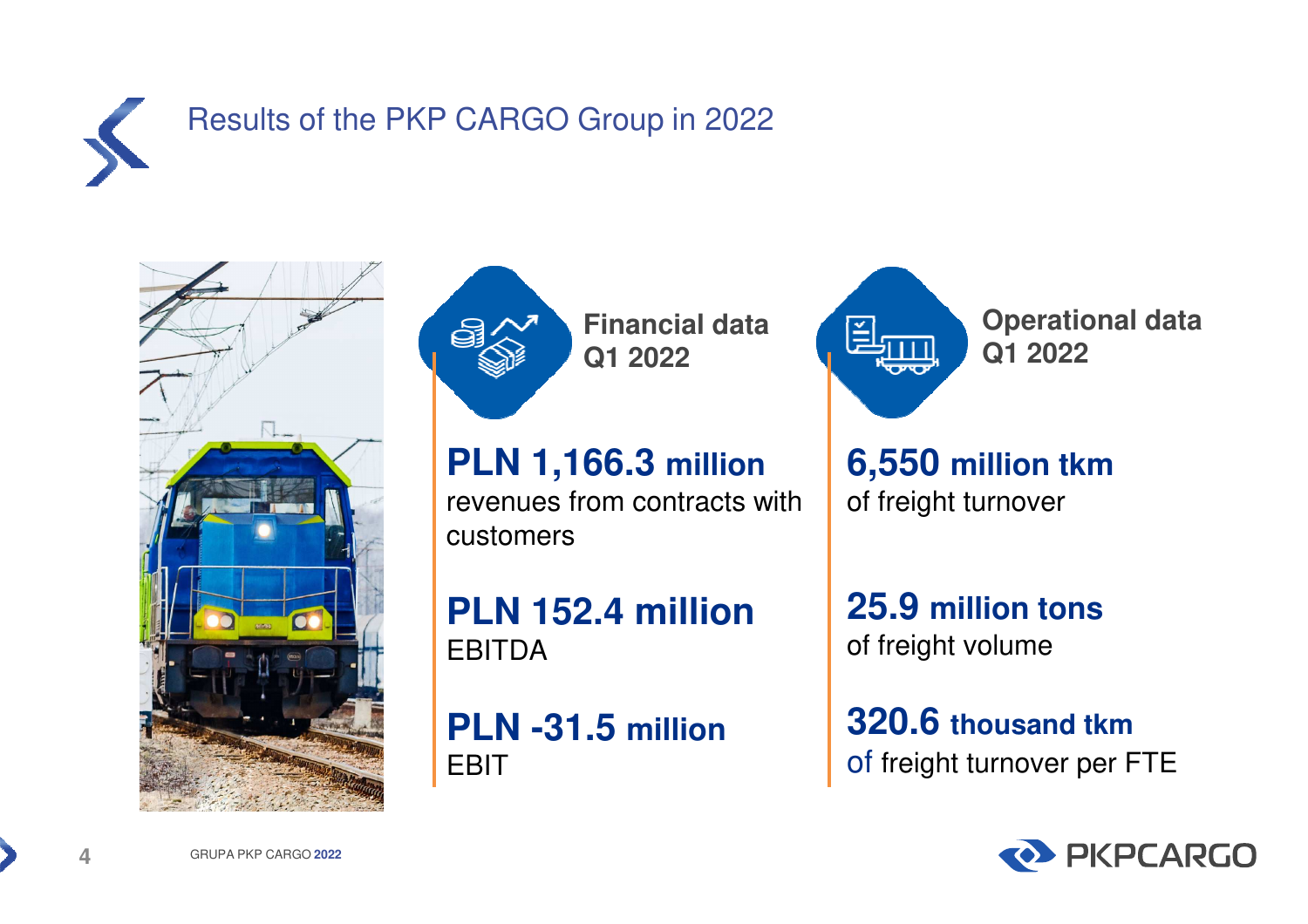# Results of the PKP CARGO Group in 2022

## Financial data Q1 2022

**PLN 1,166.3 million**
revenues from contracts with customers

**PLN 152.4 million**
EBITDA

**PLN -31.5 million**
EBIT

## Operational data Q1 2022

**6,550 million tkm**
of freight turnover

**25.9 million tons**
of freight volume

**320.6 thousand tkm**
of freight turnover per FTE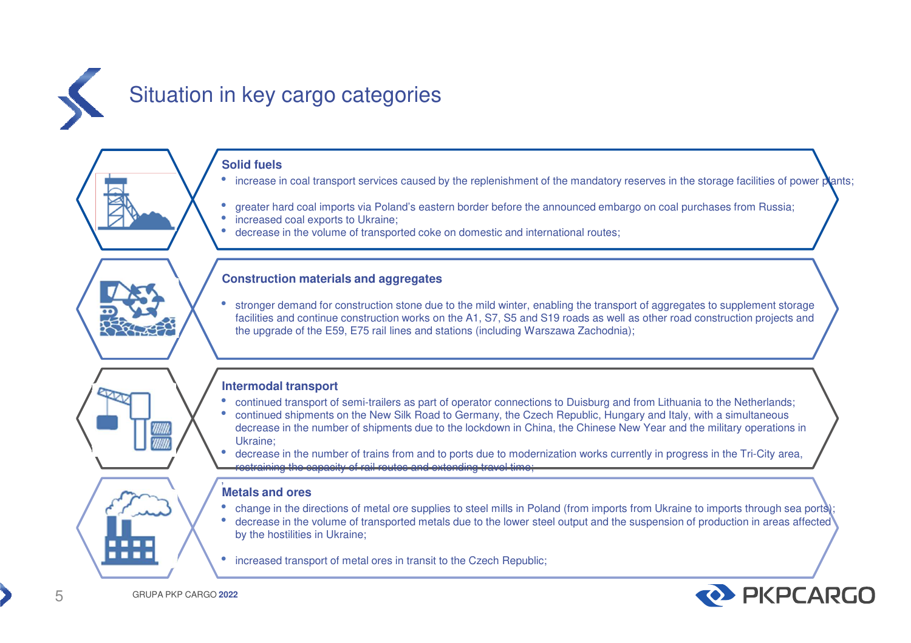# Situation in key cargo categories

### Solid fuels

- increase in coal transport services caused by the replenishment of the mandatory reserves in the storage facilities of power plants;
- greater hard coal imports via Poland's eastern border before the announced embargo on coal purchases from Russia;
- increased coal exports to Ukraine;
- decrease in the volume of transported coke on domestic and international routes;

### Construction materials and aggregates

- stronger demand for construction stone due to the mild winter, enabling the transport of aggregates to supplement storage facilities and continue construction works on the A1, S7, S5 and S19 roads as well as other road construction projects and the upgrade of the E59, E75 rail lines and stations (including Warszawa Zachodnia);

### Intermodal transport

- continued transport of semi-trailers as part of operator connections to Duisburg and from Lithuania to the Netherlands;
- continued shipments on the New Silk Road to Germany, the Czech Republic, Hungary and Italy, with a simultaneous decrease in the number of shipments due to the lockdown in China, the Chinese New Year and the military operations in Ukraine;
- decrease in the number of trains from and to ports due to modernization works currently in progress in the Tri-City area, restraining the capacity of rail routes and extending travel time;

### Metals and ores

- change in the directions of metal ore supplies to steel mills in Poland (from imports from Ukraine to imports through sea ports);
- decrease in the volume of transported metals due to the lower steel output and the suspension of production in areas affected by the hostilities in Ukraine;
- increased transport of metal ores in transit to the Czech Republic;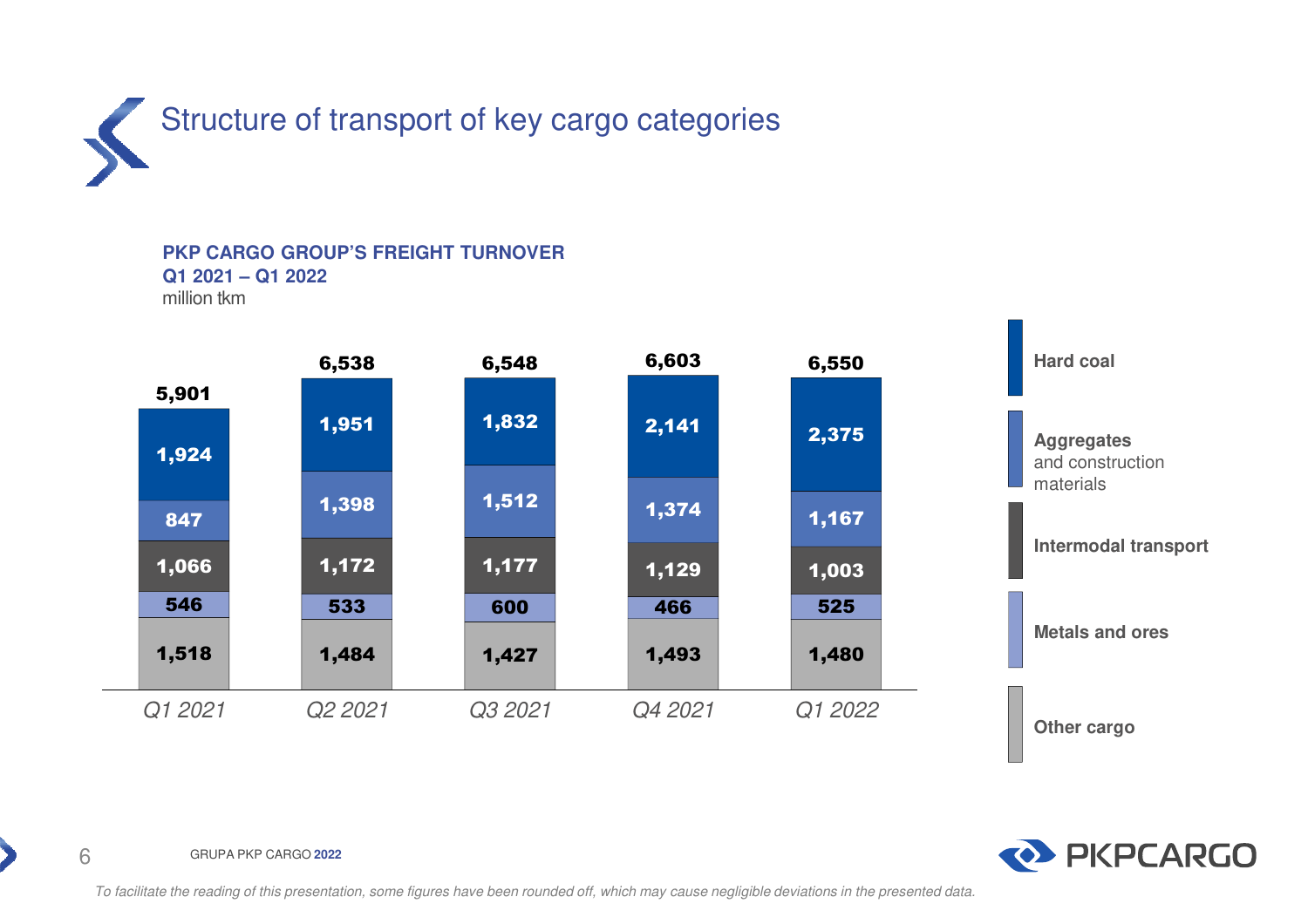# Structure of transport of key cargo categories

**PKP CARGO GROUP'S FREIGHT TURNOVER**
**Q1 2021 – Q1 2022**
million tkm

| | Q1 2021 | Q2 2021 | Q3 2021 | Q4 2021 | Q1 2022 |
|---|---|---|---|---|---|
| Hard coal | 1,924 | 1,951 | 1,832 | 2,141 | 2,375 |
| Aggregates and construction materials | 847 | 1,398 | 1,512 | 1,374 | 1,167 |
| Intermodal transport | 1,066 | 1,172 | 1,177 | 1,129 | 1,003 |
| Metals and ores | 546 | 533 | 600 | 466 | 525 |
| Other cargo | 1,518 | 1,484 | 1,427 | 1,493 | 1,480 |
| **Total** | **5,901** | **6,538** | **6,548** | **6,603** | **6,550** |

*To facilitate the reading of this presentation, some figures have been rounded off, which may cause negligible deviations in the presented data.*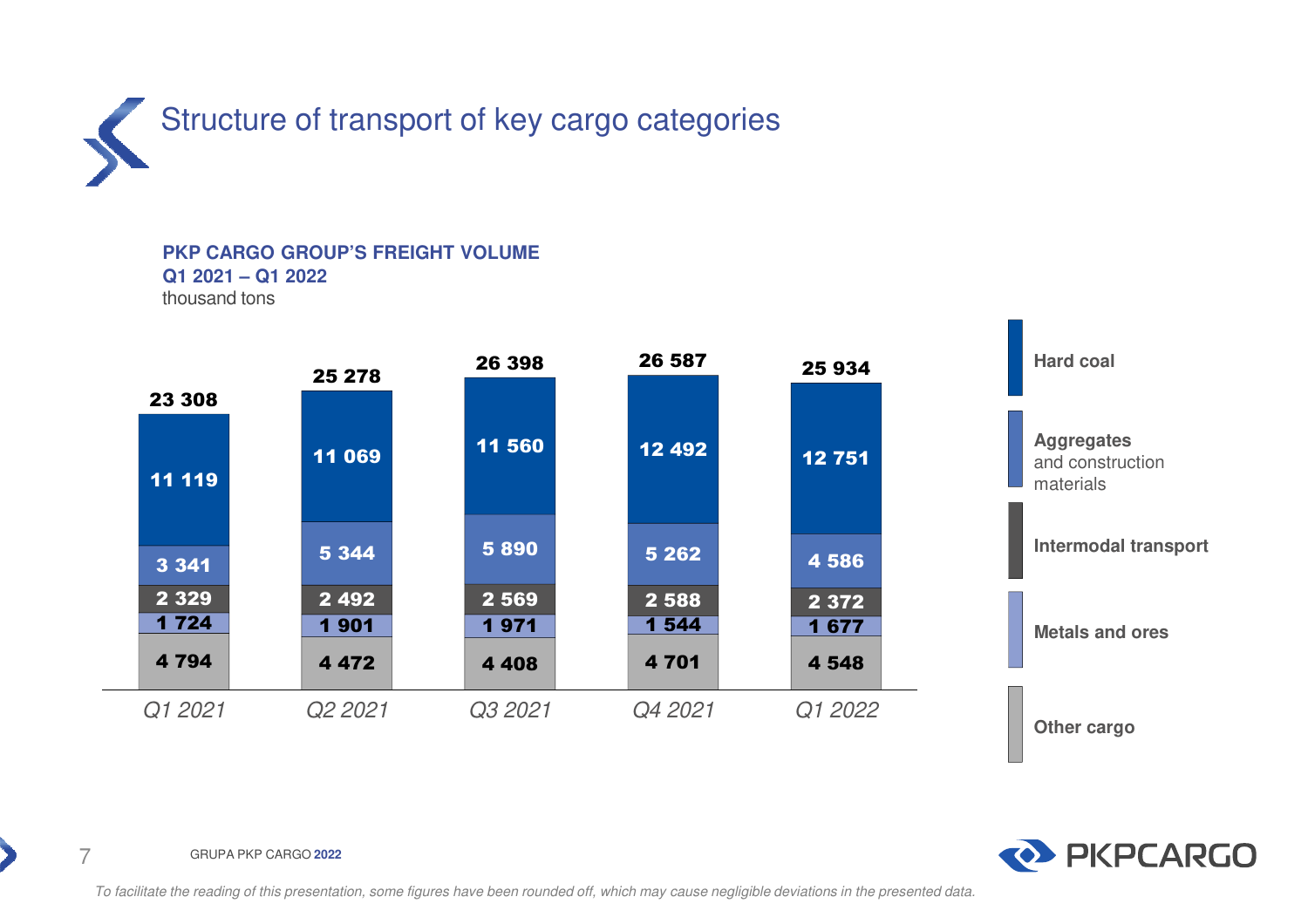# Structure of transport of key cargo categories

**PKP CARGO GROUP'S FREIGHT VOLUME**
**Q1 2021 – Q1 2022**
thousand tons

| | Q1 2021 | Q2 2021 | Q3 2021 | Q4 2021 | Q1 2022 |
|---|---|---|---|---|---|
| Hard coal | 11 119 | 11 069 | 11 560 | 12 492 | 12 751 |
| Aggregates and construction materials | 3 341 | 5 344 | 5 890 | 5 262 | 4 586 |
| Intermodal transport | 2 329 | 2 492 | 2 569 | 2 588 | 2 372 |
| Metals and ores | 1 724 | 1 901 | 1 971 | 1 544 | 1 677 |
| Other cargo | 4 794 | 4 472 | 4 408 | 4 701 | 4 548 |
| **Total** | **23 308** | **25 278** | **26 398** | **26 587** | **25 934** |

*To facilitate the reading of this presentation, some figures have been rounded off, which may cause negligible deviations in the presented data.*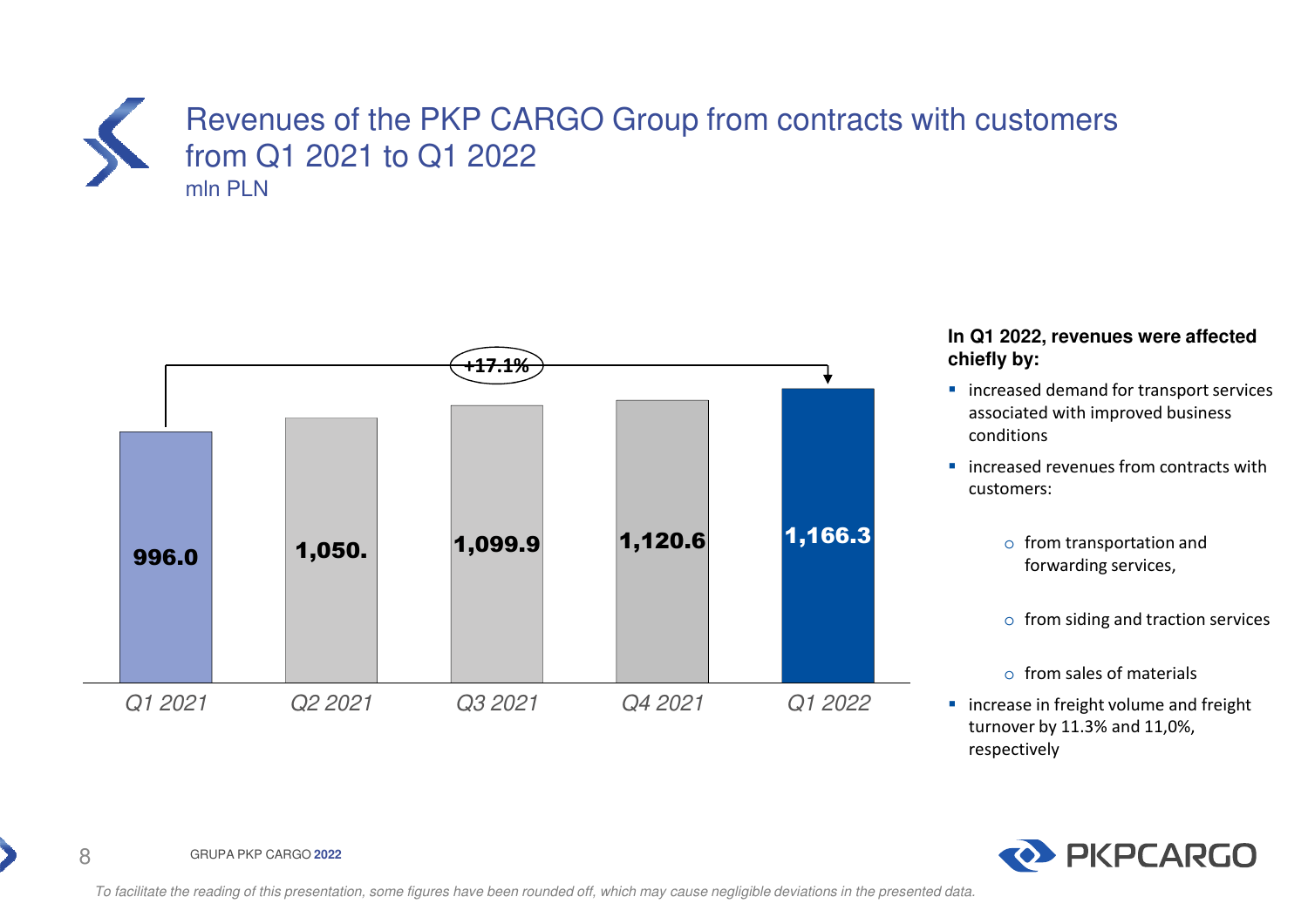# Revenues of the PKP CARGO Group from contracts with customers from Q1 2021 to Q1 2022

mln PLN

| Q1 2021 | Q2 2021 | Q3 2021 | Q4 2021 | Q1 2022 |
|---|---|---|---|---|
| 996.0 | 1,050. | 1,099.9 | 1,120.6 | 1,166.3 |

+17.1%

**In Q1 2022, revenues were affected chiefly by:**

- increased demand for transport services associated with improved business conditions
- increased revenues from contracts with customers:
  - from transportation and forwarding services,
  - from siding and traction services
  - from sales of materials
- increase in freight volume and freight turnover by 11.3% and 11,0%, respectively

*To facilitate the reading of this presentation, some figures have been rounded off, which may cause negligible deviations in the presented data.*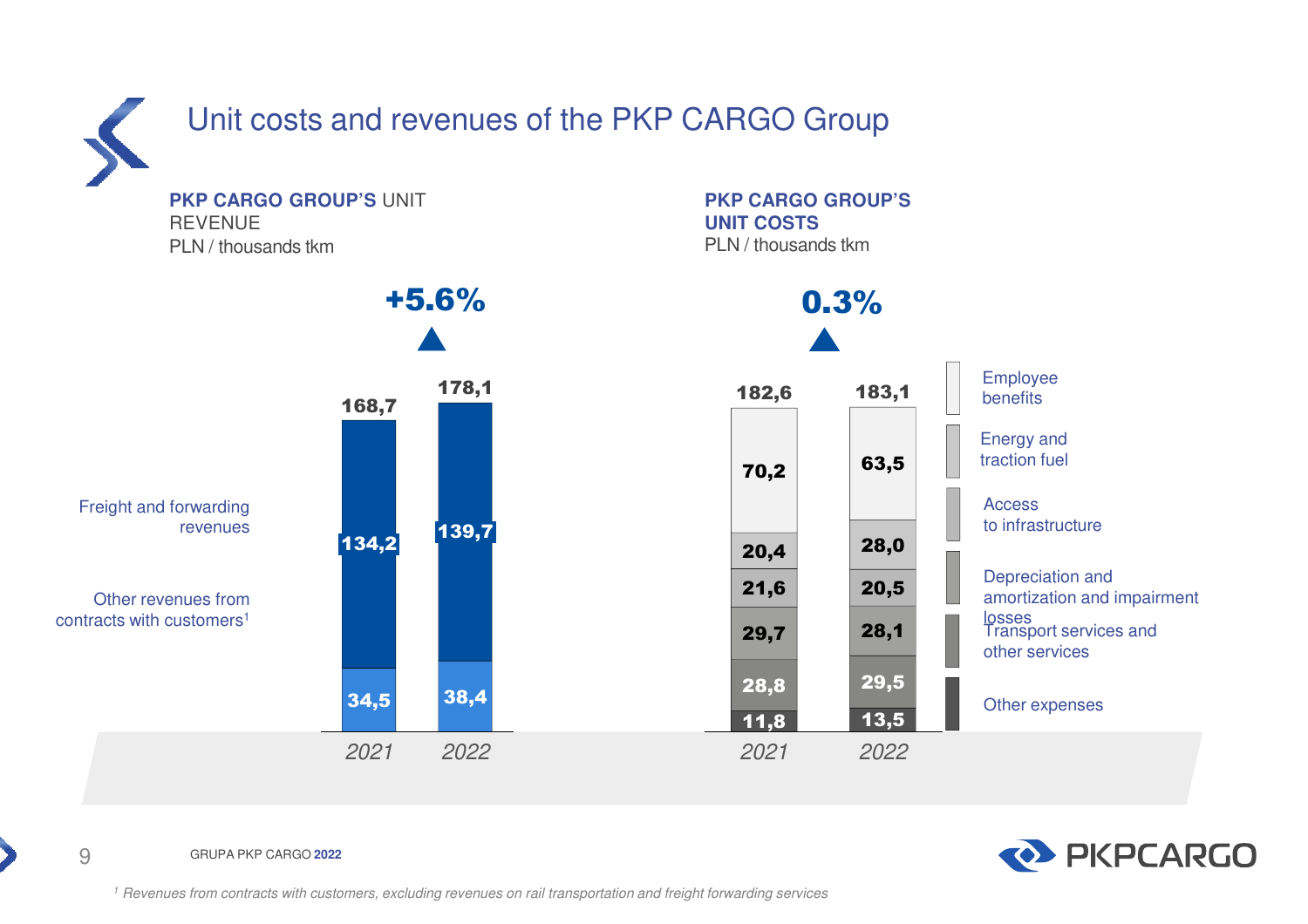# Unit costs and revenues of the PKP CARGO Group

## PKP CARGO GROUP'S UNIT REVENUE
PLN / thousands tkm

**+5.6%**

| | 2021 | 2022 |
|---|---|---|
| Freight and forwarding revenues | 134,2 | 139,7 |
| Other revenues from contracts with customers[1] | 34,5 | 38,4 |
| **Total** | **168,7** | **178,1** |

## PKP CARGO GROUP'S UNIT COSTS
PLN / thousands tkm

**0.3%**

| | 2021 | 2022 |
|---|---|---|
| Employee benefits | 70,2 | 63,5 |
| Energy and traction fuel | 20,4 | 28,0 |
| Access to infrastructure | 21,6 | 20,5 |
| Depreciation and amortization and impairment losses | 29,7 | 28,1 |
| Transport services and other services | 28,8 | 29,5 |
| Other expenses | 11,8 | 13,5 |
| **Total** | **182,6** | **183,1** |

GRUPA PKP CARGO **2022**

[1] Revenues from contracts with customers, excluding revenues on rail transportation and freight forwarding services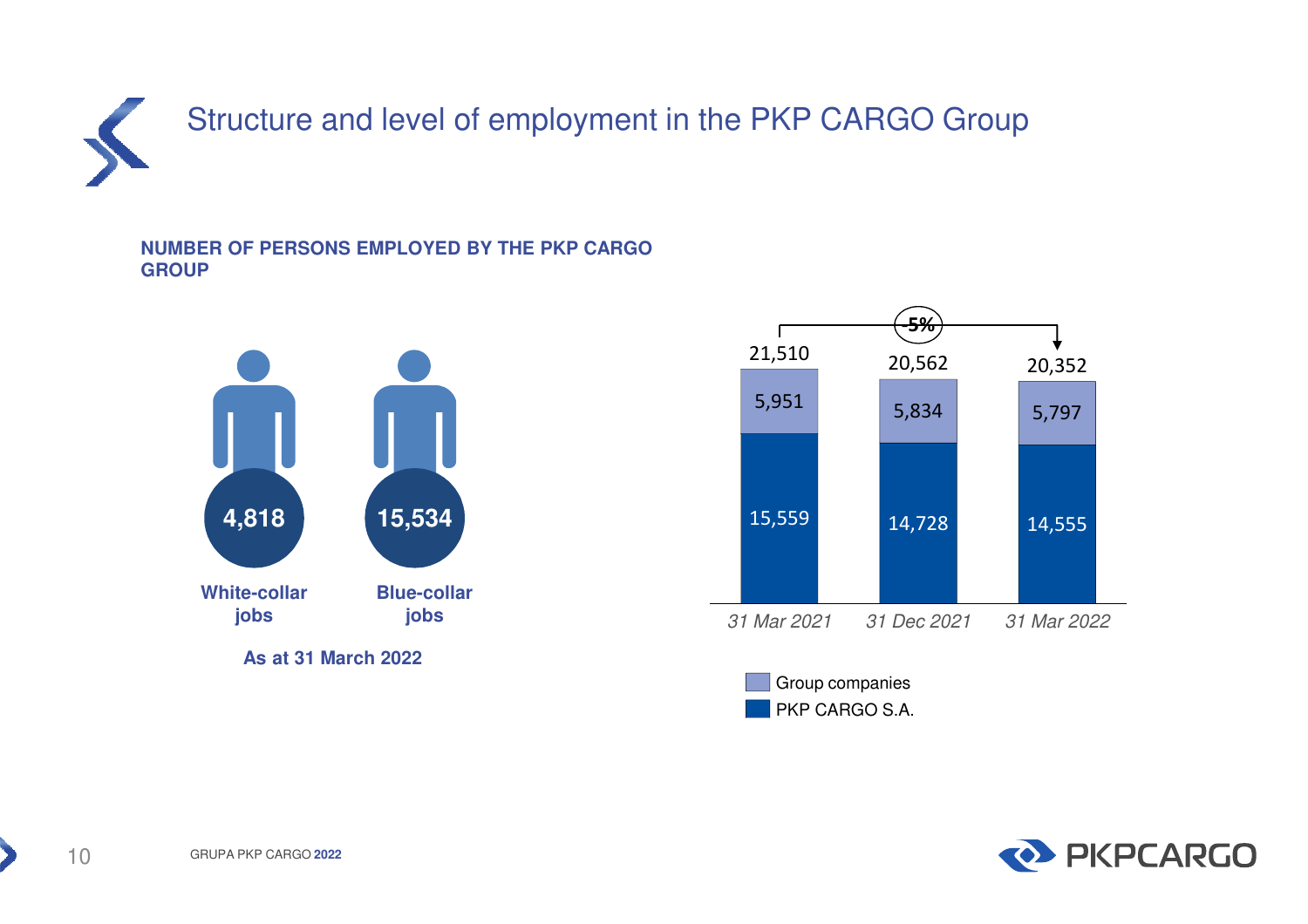# Structure and level of employment in the PKP CARGO Group

**NUMBER OF PERSONS EMPLOYED BY THE PKP CARGO GROUP**

| White-collar jobs | Blue-collar jobs |
|---|---|
| 4,818 | 15,534 |

**As at 31 March 2022**

| | 31 Mar 2021 | 31 Dec 2021 | 31 Mar 2022 |
|---|---|---|---|
| Group companies | 5,951 | 5,834 | 5,797 |
| PKP CARGO S.A. | 15,559 | 14,728 | 14,555 |
| Total | 21,510 | 20,562 | 20,352 |

-5% (31 Mar 2021 → 31 Mar 2022)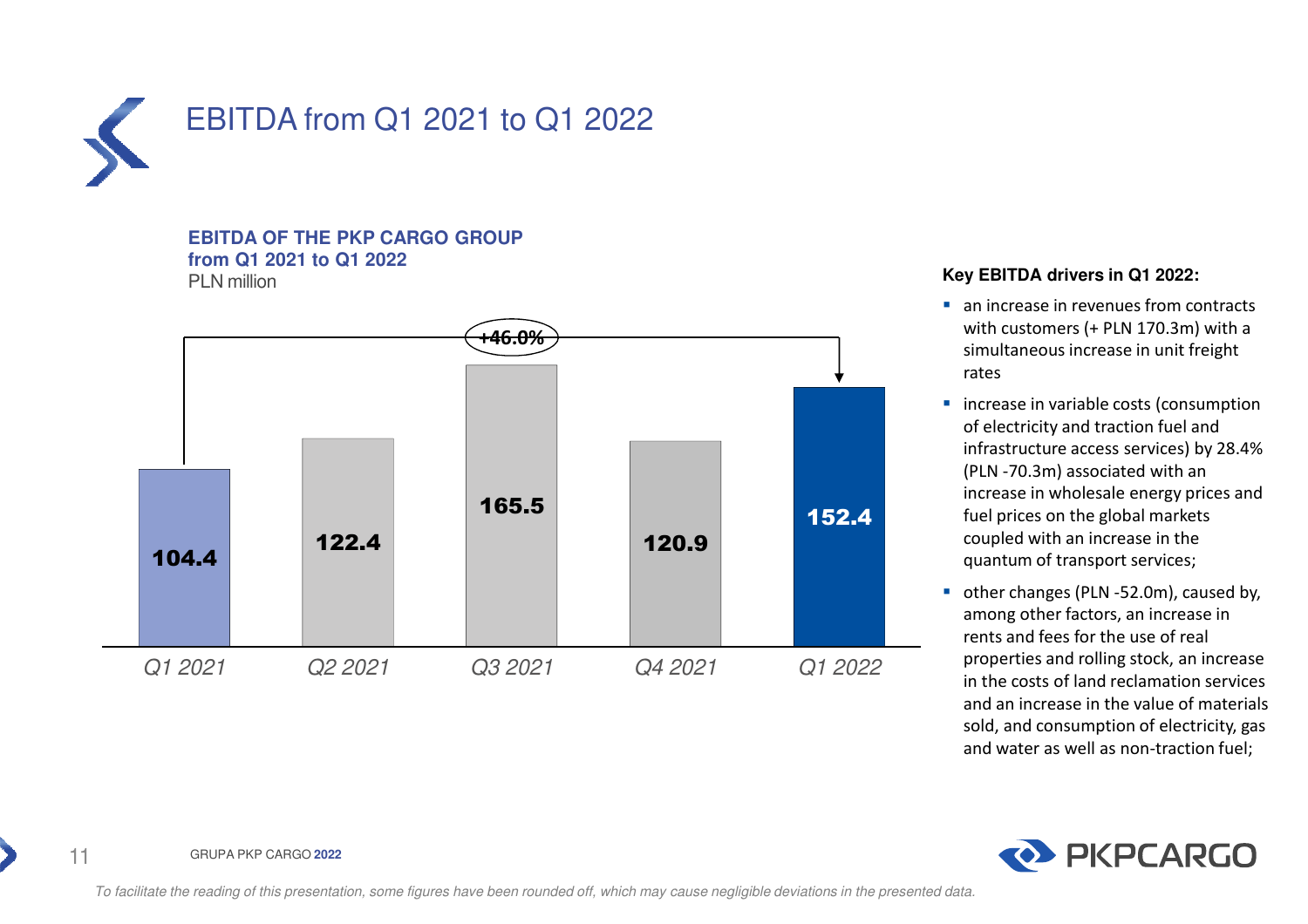# EBITDA from Q1 2021 to Q1 2022

**EBITDA OF THE PKP CARGO GROUP from Q1 2021 to Q1 2022**
PLN million

| Q1 2021 | Q2 2021 | Q3 2021 | Q4 2021 | Q1 2022 |
|---|---|---|---|---|
| 104.4 | 122.4 | 165.5 | 120.9 | 152.4 |

+46.0%

**Key EBITDA drivers in Q1 2022:**

- an increase in revenues from contracts with customers (+ PLN 170.3m) with a simultaneous increase in unit freight rates
- increase in variable costs (consumption of electricity and traction fuel and infrastructure access services) by 28.4% (PLN -70.3m) associated with an increase in wholesale energy prices and fuel prices on the global markets coupled with an increase in the quantum of transport services;
- other changes (PLN -52.0m), caused by, among other factors, an increase in rents and fees for the use of real properties and rolling stock, an increase in the costs of land reclamation services and an increase in the value of materials sold, and consumption of electricity, gas and water as well as non-traction fuel;

*To facilitate the reading of this presentation, some figures have been rounded off, which may cause negligible deviations in the presented data.*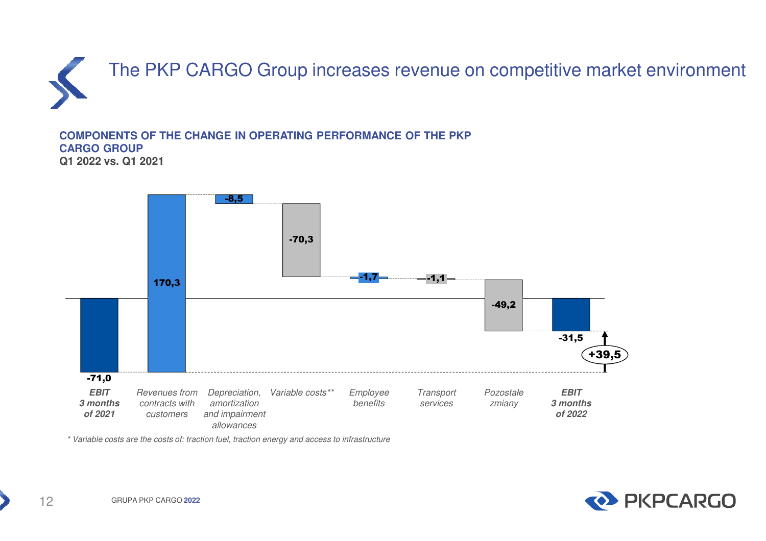# The PKP CARGO Group increases revenue on competitive market environment

**COMPONENTS OF THE CHANGE IN OPERATING PERFORMANCE OF THE PKP CARGO GROUP**
**Q1 2022 vs. Q1 2021**

| Component | Value |
|---|---|
| *EBIT 3 months of 2021* | -71,0 |
| *Revenues from contracts with customers* | 170,3 |
| *Depreciation, amortization and impairment allowances* | -8,5 |
| *Variable costs*** | -70,3 |
| *Employee benefits* | -1,7 |
| *Transport services* | -1,1 |
| *Pozostałe zmiany* | -49,2 |
| *EBIT 3 months of 2022* | -31,5 |
| Change | +39,5 |

*\* Variable costs are the costs of: traction fuel, traction energy and access to infrastructure*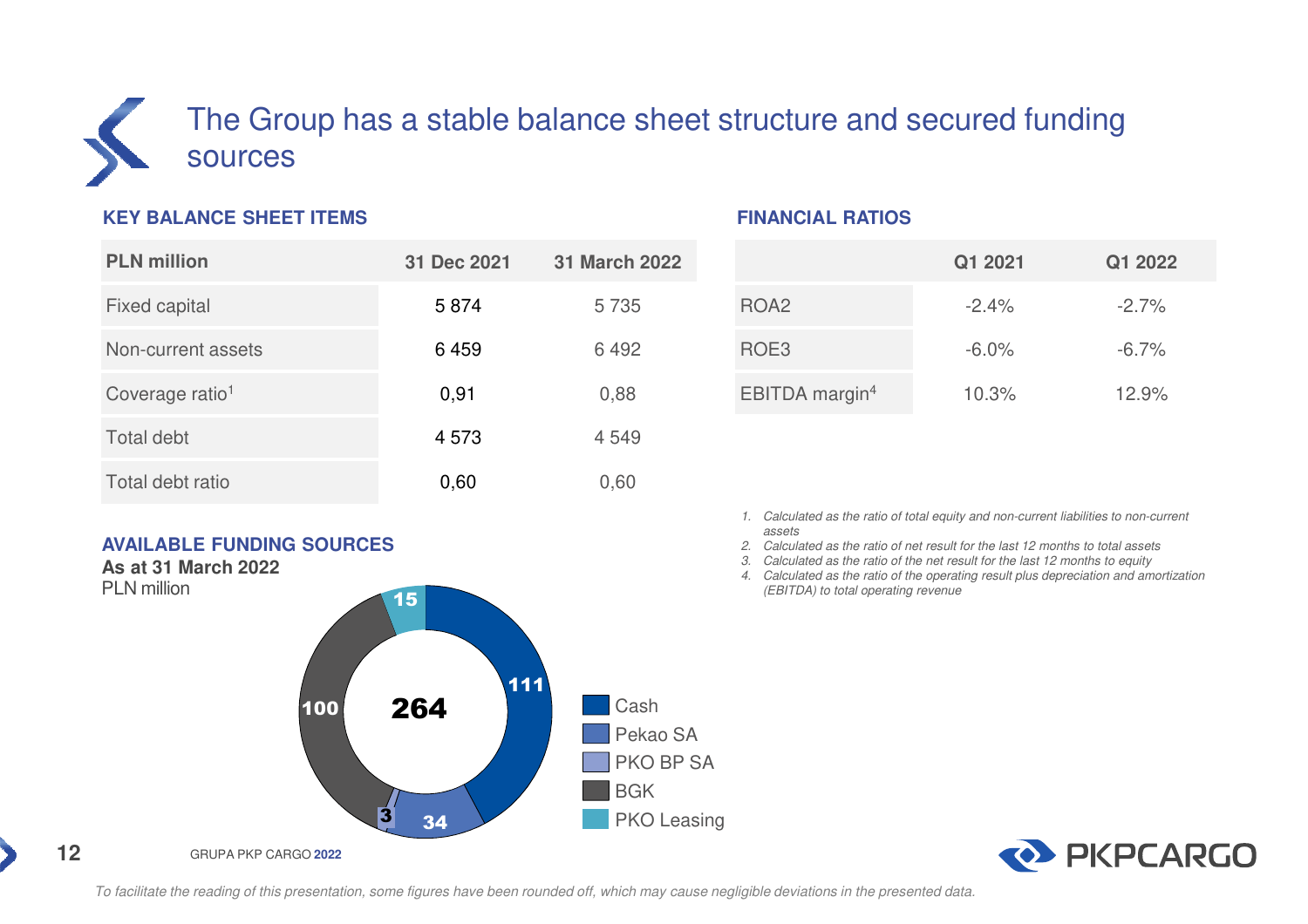# The Group has a stable balance sheet structure and secured funding sources

## KEY BALANCE SHEET ITEMS

| PLN million | 31 Dec 2021 | 31 March 2022 |
|---|---|---|
| Fixed capital | 5 874 | 5 735 |
| Non-current assets | 6 459 | 6 492 |
| Coverage ratio[1] | 0,91 | 0,88 |
| Total debt | 4 573 | 4 549 |
| Total debt ratio | 0,60 | 0,60 |

## FINANCIAL RATIOS

| | Q1 2021 | Q1 2022 |
|---|---|---|
| ROA2 | -2.4% | -2.7% |
| ROE3 | -6.0% | -6.7% |
| EBITDA margin[4] | 10.3% | 12.9% |

1. *Calculated as the ratio of total equity and non-current liabilities to non-current assets*
2. *Calculated as the ratio of net result for the last 12 months to total assets*
3. *Calculated as the ratio of the net result for the last 12 months to equity*
4. *Calculated as the ratio of the operating result plus depreciation and amortization (EBITDA) to total operating revenue*

## AVAILABLE FUNDING SOURCES

**As at 31 March 2022**

PLN million

| Source | PLN million |
|---|---|
| Cash | 111 |
| Pekao SA | 34 |
| PKO BP SA | 3 |
| BGK | 100 |
| PKO Leasing | 15 |
| **Total** | **264** |

*To facilitate the reading of this presentation, some figures have been rounded off, which may cause negligible deviations in the presented data.*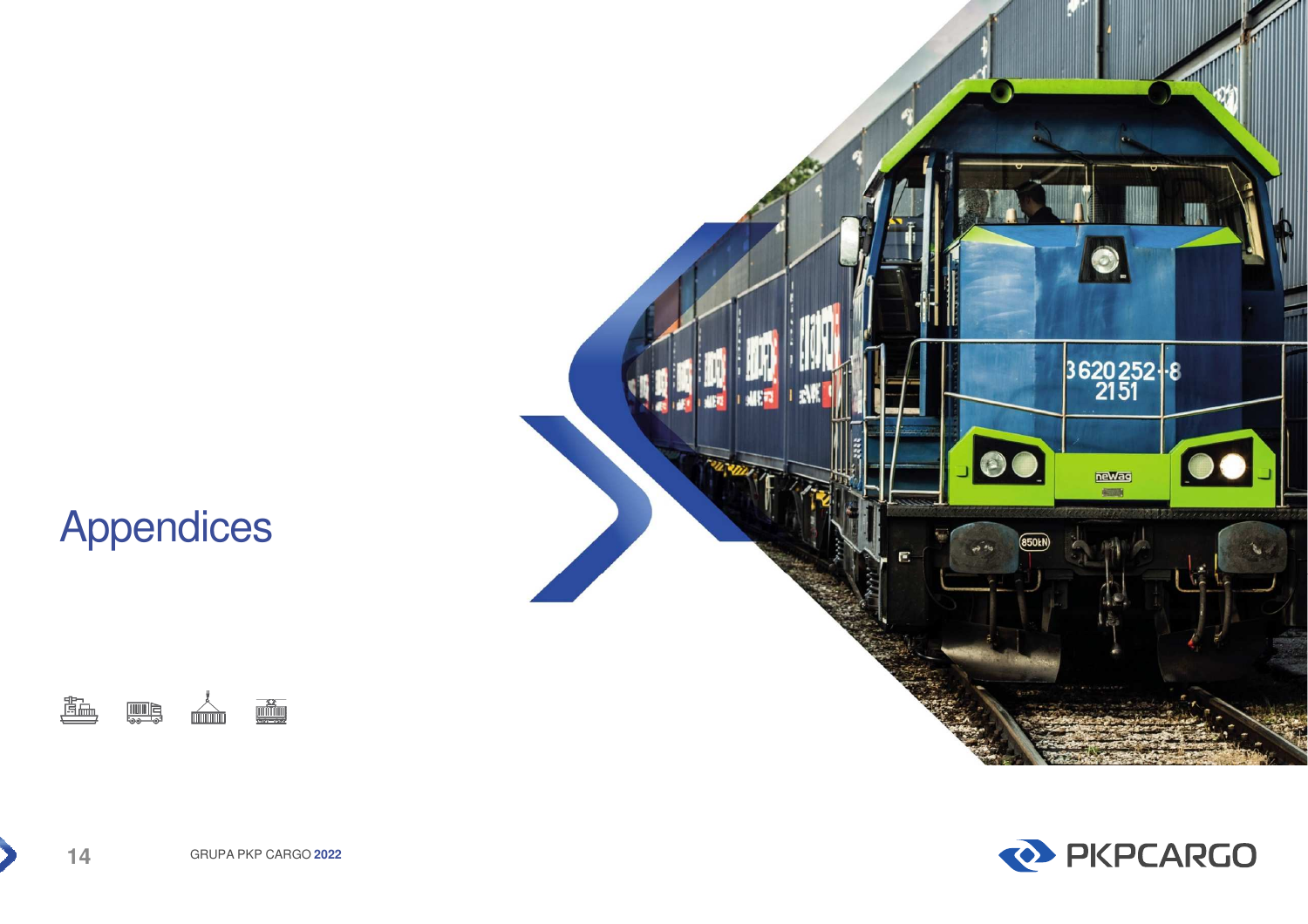# Appendices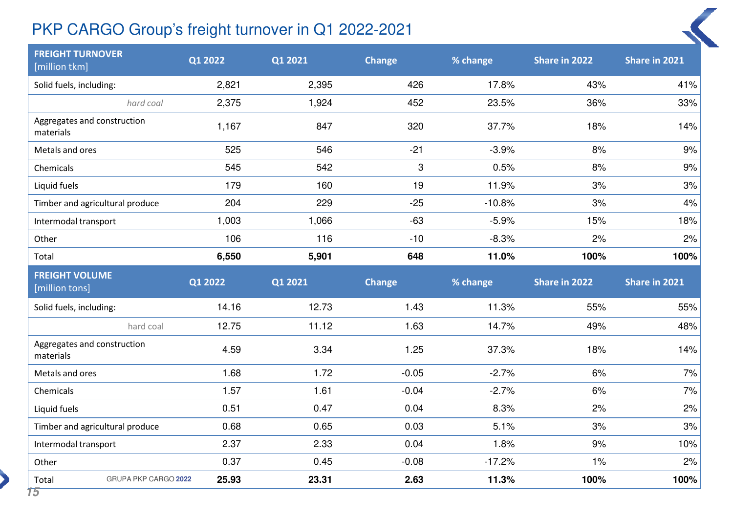# PKP CARGO Group's freight turnover in Q1 2022-2021

| FREIGHT TURNOVER [million tkm] | Q1 2022 | Q1 2021 | Change | % change | Share in 2022 | Share in 2021 |
|---|---|---|---|---|---|---|
| Solid fuels, including: | 2,821 | 2,395 | 426 | 17.8% | 43% | 41% |
| *hard coal* | 2,375 | 1,924 | 452 | 23.5% | 36% | 33% |
| Aggregates and construction materials | 1,167 | 847 | 320 | 37.7% | 18% | 14% |
| Metals and ores | 525 | 546 | -21 | -3.9% | 8% | 9% |
| Chemicals | 545 | 542 | 3 | 0.5% | 8% | 9% |
| Liquid fuels | 179 | 160 | 19 | 11.9% | 3% | 3% |
| Timber and agricultural produce | 204 | 229 | -25 | -10.8% | 3% | 4% |
| Intermodal transport | 1,003 | 1,066 | -63 | -5.9% | 15% | 18% |
| Other | 106 | 116 | -10 | -8.3% | 2% | 2% |
| Total | **6,550** | **5,901** | **648** | **11.0%** | **100%** | **100%** |
| **FREIGHT VOLUME [million tons]** | **Q1 2022** | **Q1 2021** | **Change** | **% change** | **Share in 2022** | **Share in 2021** |
| Solid fuels, including: | 14.16 | 12.73 | 1.43 | 11.3% | 55% | 55% |
| hard coal | 12.75 | 11.12 | 1.63 | 14.7% | 49% | 48% |
| Aggregates and construction materials | 4.59 | 3.34 | 1.25 | 37.3% | 18% | 14% |
| Metals and ores | 1.68 | 1.72 | -0.05 | -2.7% | 6% | 7% |
| Chemicals | 1.57 | 1.61 | -0.04 | -2.7% | 6% | 7% |
| Liquid fuels | 0.51 | 0.47 | 0.04 | 8.3% | 2% | 2% |
| Timber and agricultural produce | 0.68 | 0.65 | 0.03 | 5.1% | 3% | 3% |
| Intermodal transport | 2.37 | 2.33 | 0.04 | 1.8% | 9% | 10% |
| Other | 0.37 | 0.45 | -0.08 | -17.2% | 1% | 2% |
| Total | **25.93** | **23.31** | **2.63** | **11.3%** | **100%** | **100%** |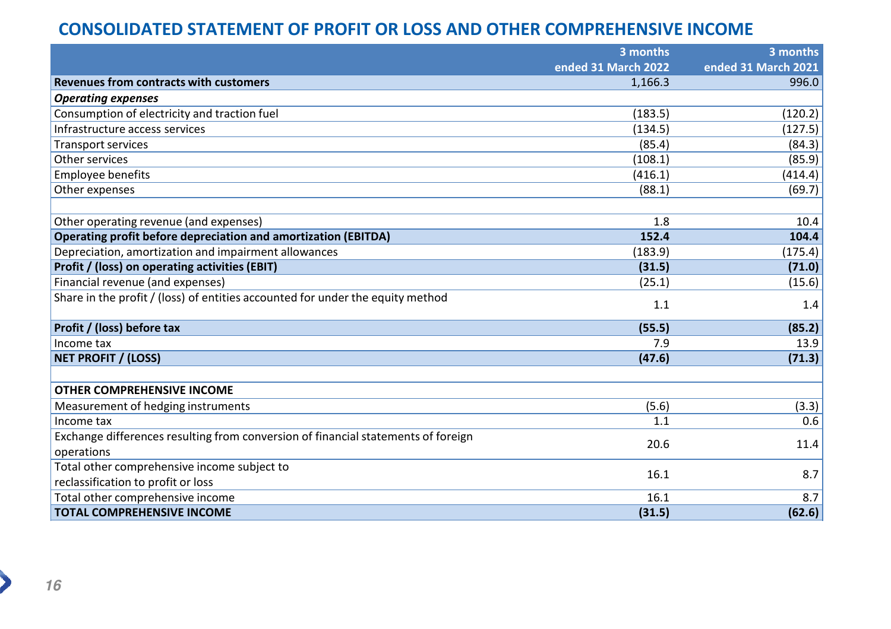# CONSOLIDATED STATEMENT OF PROFIT OR LOSS AND OTHER COMPREHENSIVE INCOME

| | 3 months ended 31 March 2022 | 3 months ended 31 March 2021 |
|---|---|---|
| **Revenues from contracts with customers** | 1,166.3 | 996.0 |
| ***Operating expenses*** | | |
| Consumption of electricity and traction fuel | (183.5) | (120.2) |
| Infrastructure access services | (134.5) | (127.5) |
| Transport services | (85.4) | (84.3) |
| Other services | (108.1) | (85.9) |
| Employee benefits | (416.1) | (414.4) |
| Other expenses | (88.1) | (69.7) |
| | | |
| Other operating revenue (and expenses) | 1.8 | 10.4 |
| **Operating profit before depreciation and amortization (EBITDA)** | **152.4** | **104.4** |
| Depreciation, amortization and impairment allowances | (183.9) | (175.4) |
| **Profit / (loss) on operating activities (EBIT)** | **(31.5)** | **(71.0)** |
| Financial revenue (and expenses) | (25.1) | (15.6) |
| Share in the profit / (loss) of entities accounted for under the equity method | 1.1 | 1.4 |
| **Profit / (loss) before tax** | **(55.5)** | **(85.2)** |
| Income tax | 7.9 | 13.9 |
| **NET PROFIT / (LOSS)** | **(47.6)** | **(71.3)** |
| | | |
| **OTHER COMPREHENSIVE INCOME** | | |
| Measurement of hedging instruments | (5.6) | (3.3) |
| Income tax | 1.1 | 0.6 |
| Exchange differences resulting from conversion of financial statements of foreign operations | 20.6 | 11.4 |
| Total other comprehensive income subject to reclassification to profit or loss | 16.1 | 8.7 |
| Total other comprehensive income | 16.1 | 8.7 |
| **TOTAL COMPREHENSIVE INCOME** | **(31.5)** | **(62.6)** |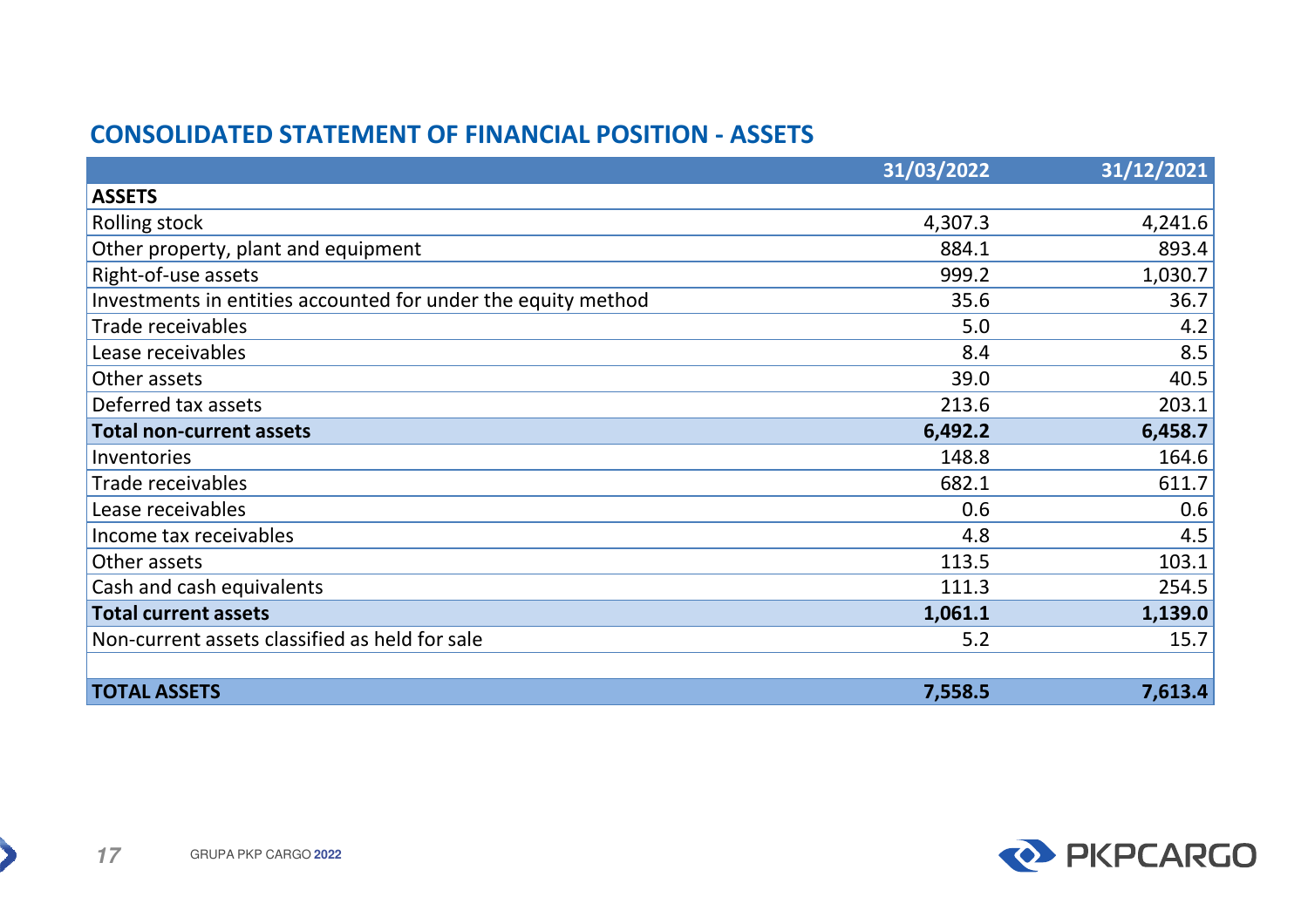## CONSOLIDATED STATEMENT OF FINANCIAL POSITION - ASSETS

| | 31/03/2022 | 31/12/2021 |
|---|---|---|
| **ASSETS** | | |
| Rolling stock | 4,307.3 | 4,241.6 |
| Other property, plant and equipment | 884.1 | 893.4 |
| Right-of-use assets | 999.2 | 1,030.7 |
| Investments in entities accounted for under the equity method | 35.6 | 36.7 |
| Trade receivables | 5.0 | 4.2 |
| Lease receivables | 8.4 | 8.5 |
| Other assets | 39.0 | 40.5 |
| Deferred tax assets | 213.6 | 203.1 |
| **Total non-current assets** | **6,492.2** | **6,458.7** |
| Inventories | 148.8 | 164.6 |
| Trade receivables | 682.1 | 611.7 |
| Lease receivables | 0.6 | 0.6 |
| Income tax receivables | 4.8 | 4.5 |
| Other assets | 113.5 | 103.1 |
| Cash and cash equivalents | 111.3 | 254.5 |
| **Total current assets** | **1,061.1** | **1,139.0** |
| Non-current assets classified as held for sale | 5.2 | 15.7 |
| | | |
| **TOTAL ASSETS** | **7,558.5** | **7,613.4** |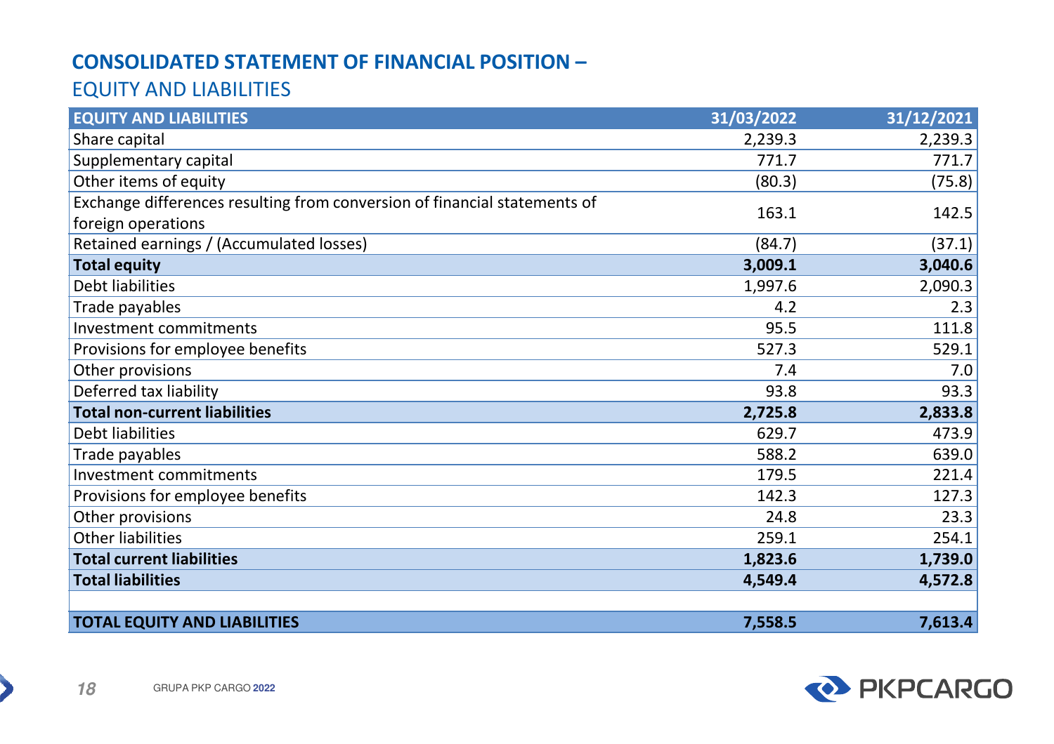# CONSOLIDATED STATEMENT OF FINANCIAL POSITION –

## EQUITY AND LIABILITIES

| EQUITY AND LIABILITIES | 31/03/2022 | 31/12/2021 |
|---|---|---|
| Share capital | 2,239.3 | 2,239.3 |
| Supplementary capital | 771.7 | 771.7 |
| Other items of equity | (80.3) | (75.8) |
| Exchange differences resulting from conversion of financial statements of foreign operations | 163.1 | 142.5 |
| Retained earnings / (Accumulated losses) | (84.7) | (37.1) |
| **Total equity** | **3,009.1** | **3,040.6** |
| Debt liabilities | 1,997.6 | 2,090.3 |
| Trade payables | 4.2 | 2.3 |
| Investment commitments | 95.5 | 111.8 |
| Provisions for employee benefits | 527.3 | 529.1 |
| Other provisions | 7.4 | 7.0 |
| Deferred tax liability | 93.8 | 93.3 |
| **Total non-current liabilities** | **2,725.8** | **2,833.8** |
| Debt liabilities | 629.7 | 473.9 |
| Trade payables | 588.2 | 639.0 |
| Investment commitments | 179.5 | 221.4 |
| Provisions for employee benefits | 142.3 | 127.3 |
| Other provisions | 24.8 | 23.3 |
| Other liabilities | 259.1 | 254.1 |
| **Total current liabilities** | **1,823.6** | **1,739.0** |
| **Total liabilities** | **4,549.4** | **4,572.8** |
| | | |
| **TOTAL EQUITY AND LIABILITIES** | **7,558.5** | **7,613.4** |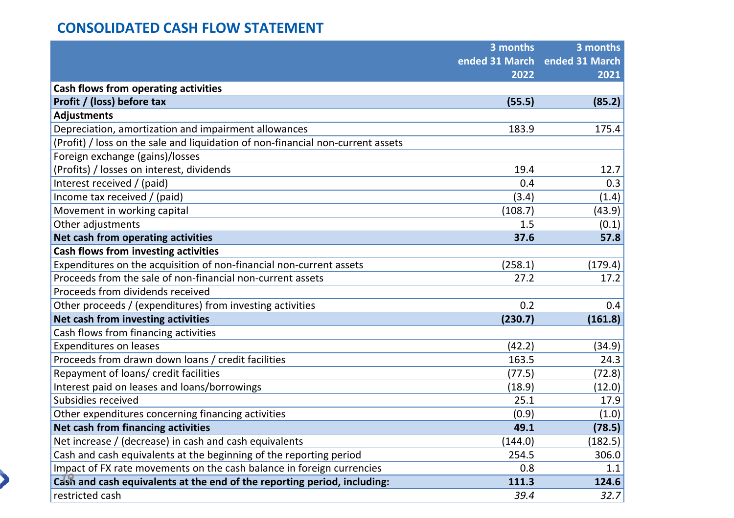## CONSOLIDATED CASH FLOW STATEMENT

| | 3 months ended 31 March 2022 | 3 months ended 31 March 2021 |
|---|---|---|
| **Cash flows from operating activities** | | |
| **Profit / (loss) before tax** | **(55.5)** | **(85.2)** |
| **Adjustments** | | |
| Depreciation, amortization and impairment allowances | 183.9 | 175.4 |
| (Profit) / loss on the sale and liquidation of non-financial non-current assets | | |
| Foreign exchange (gains)/losses | | |
| (Profits) / losses on interest, dividends | 19.4 | 12.7 |
| Interest received / (paid) | 0.4 | 0.3 |
| Income tax received / (paid) | (3.4) | (1.4) |
| Movement in working capital | (108.7) | (43.9) |
| Other adjustments | 1.5 | (0.1) |
| **Net cash from operating activities** | **37.6** | **57.8** |
| **Cash flows from investing activities** | | |
| Expenditures on the acquisition of non-financial non-current assets | (258.1) | (179.4) |
| Proceeds from the sale of non-financial non-current assets | 27.2 | 17.2 |
| Proceeds from dividends received | | |
| Other proceeds / (expenditures) from investing activities | 0.2 | 0.4 |
| **Net cash from investing activities** | **(230.7)** | **(161.8)** |
| Cash flows from financing activities | | |
| Expenditures on leases | (42.2) | (34.9) |
| Proceeds from drawn down loans / credit facilities | 163.5 | 24.3 |
| Repayment of loans/ credit facilities | (77.5) | (72.8) |
| Interest paid on leases and loans/borrowings | (18.9) | (12.0) |
| Subsidies received | 25.1 | 17.9 |
| Other expenditures concerning financing activities | (0.9) | (1.0) |
| **Net cash from financing activities** | **49.1** | **(78.5)** |
| Net increase / (decrease) in cash and cash equivalents | (144.0) | (182.5) |
| Cash and cash equivalents at the beginning of the reporting period | 254.5 | 306.0 |
| Impact of FX rate movements on the cash balance in foreign currencies | 0.8 | 1.1 |
| **Cash and cash equivalents at the end of the reporting period, including:** | **111.3** | **124.6** |
| restricted cash | *39.4* | *32.7* |